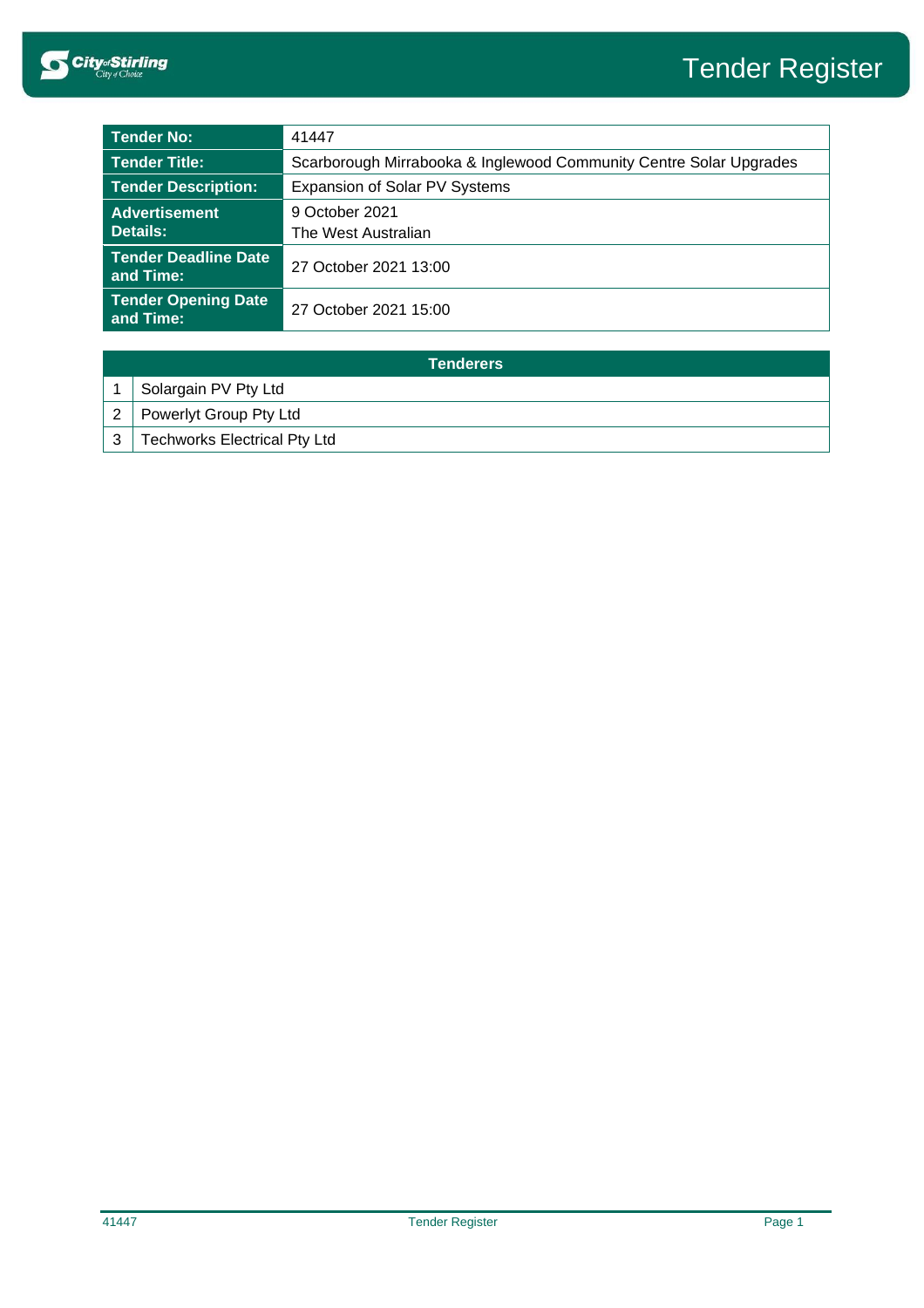# Tender Register

| | |
|---|---|
| **Tender No:** | 41447 |
| **Tender Title:** | Scarborough Mirrabooka & Inglewood Community Centre Solar Upgrades |
| **Tender Description:** | Expansion of Solar PV Systems |
| **Advertisement Details:** | 9 October 2021<br>The West Australian |
| **Tender Deadline Date and Time:** | 27 October 2021 13:00 |
| **Tender Opening Date and Time:** | 27 October 2021 15:00 |

| Tenderers | |
|---|---|
| 1 | Solargain PV Pty Ltd |
| 2 | Powerlyt Group Pty Ltd |
| 3 | Techworks Electrical Pty Ltd |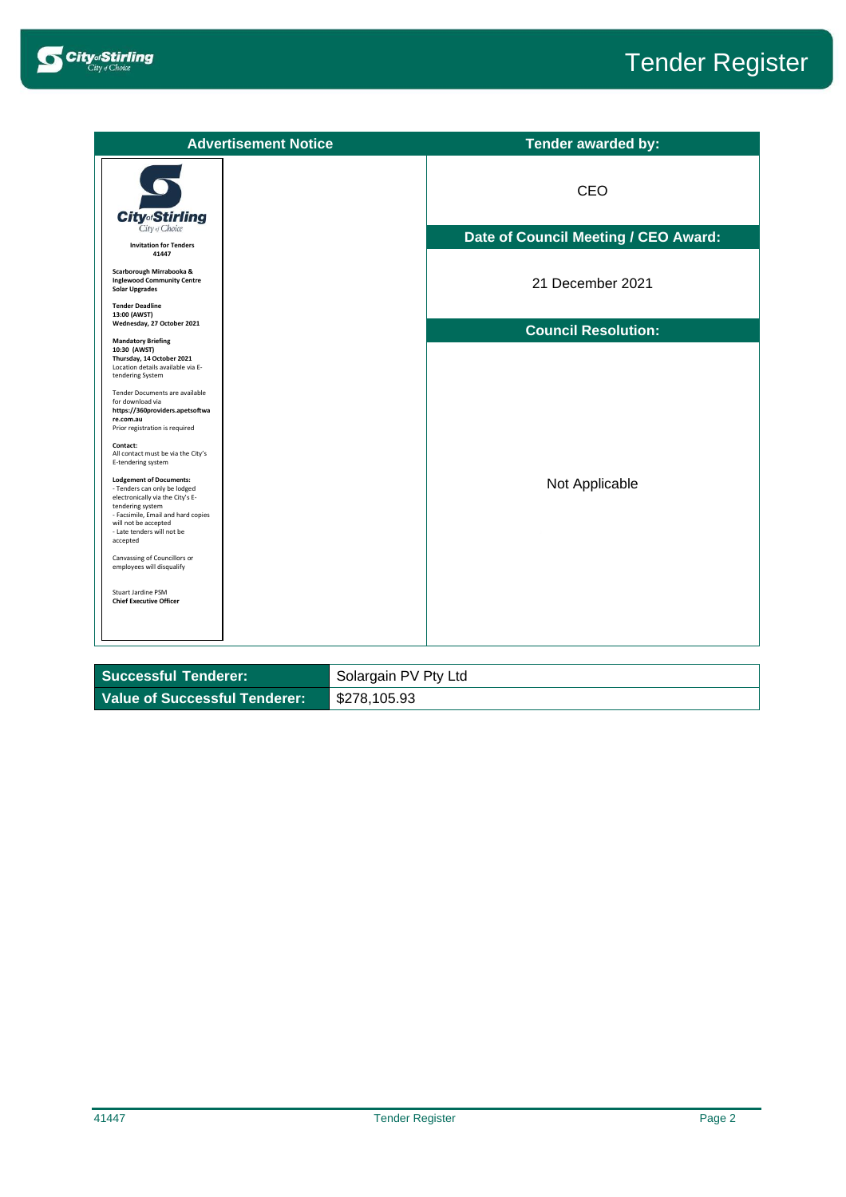# Tender Register

| Advertisement Notice | Tender awarded by: |
|---|---|
| **Invitation for Tenders 41447**<br><br>**Scarborough Mirrabooka & Inglewood Community Centre Solar Upgrades**<br><br>**Tender Deadline 13:00 (AWST) Wednesday, 27 October 2021**<br><br>**Mandatory Briefing 10:30 (AWST) Thursday, 14 October 2021** Location details available via E-tendering System<br><br>Tender Documents are available for download via **https://360providers.apetsoftware.com.au** Prior registration is required<br><br>**Contact:** All contact must be via the City's E-tendering system<br><br>**Lodgement of Documents:** - Tenders can only be lodged electronically via the City's E-tendering system - Facsimile, Email and hard copies will not be accepted - Late tenders will not be accepted<br><br>Canvassing of Councillors or employees will disqualify<br><br>Stuart Jardine PSM **Chief Executive Officer** | CEO<br><br>**Date of Council Meeting / CEO Award:**<br><br>21 December 2021<br><br>**Council Resolution:**<br><br>Not Applicable |

| | |
|---|---|
| **Successful Tenderer:** | Solargain PV Pty Ltd |
| **Value of Successful Tenderer:** | $278,105.93 |